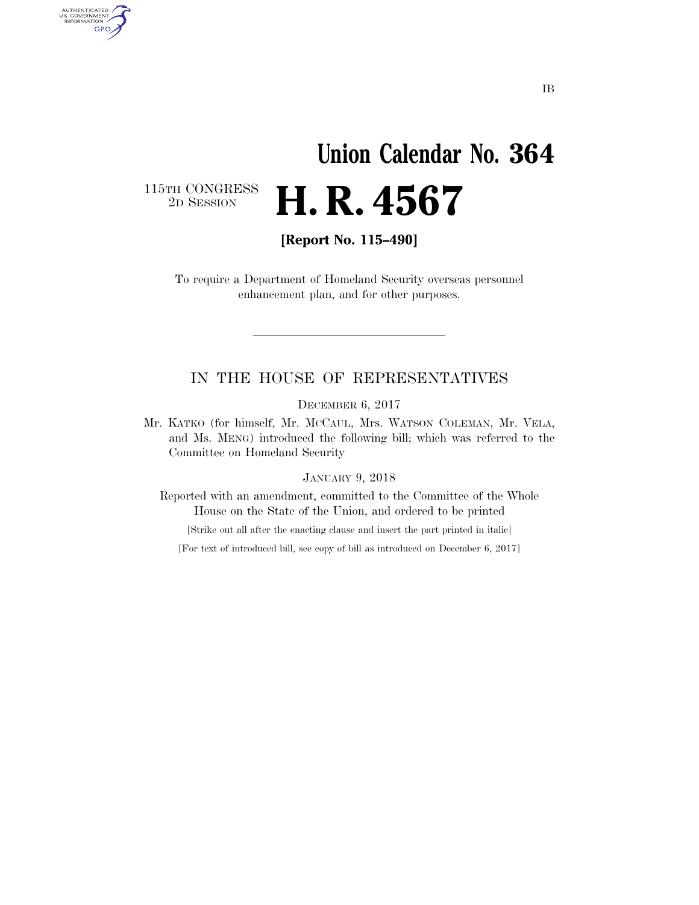# Union Calendar No. 364

115TH CONGRESS
2D SESSION

# H. R. 4567

**[Report No. 115–490]**

To require a Department of Homeland Security overseas personnel enhancement plan, and for other purposes.

---

## IN THE HOUSE OF REPRESENTATIVES

DECEMBER 6, 2017

Mr. KATKO (for himself, Mr. MCCAUL, Mrs. WATSON COLEMAN, Mr. VELA, and Ms. MENG) introduced the following bill; which was referred to the Committee on Homeland Security

JANUARY 9, 2018

Reported with an amendment, committed to the Committee of the Whole House on the State of the Union, and ordered to be printed

[Strike out all after the enacting clause and insert the part printed in italic]

[For text of introduced bill, see copy of bill as introduced on December 6, 2017]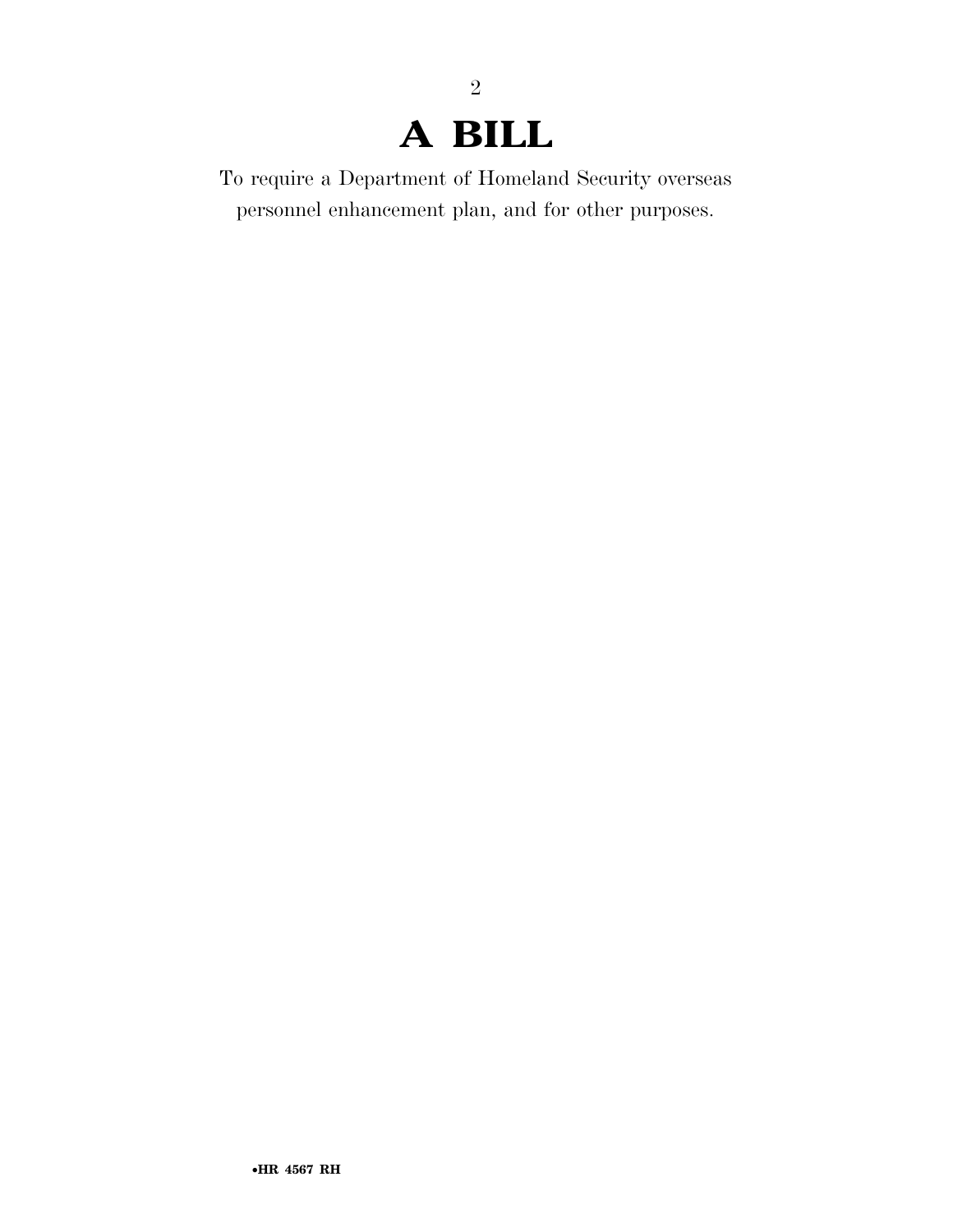# A BILL

To require a Department of Homeland Security overseas personnel enhancement plan, and for other purposes.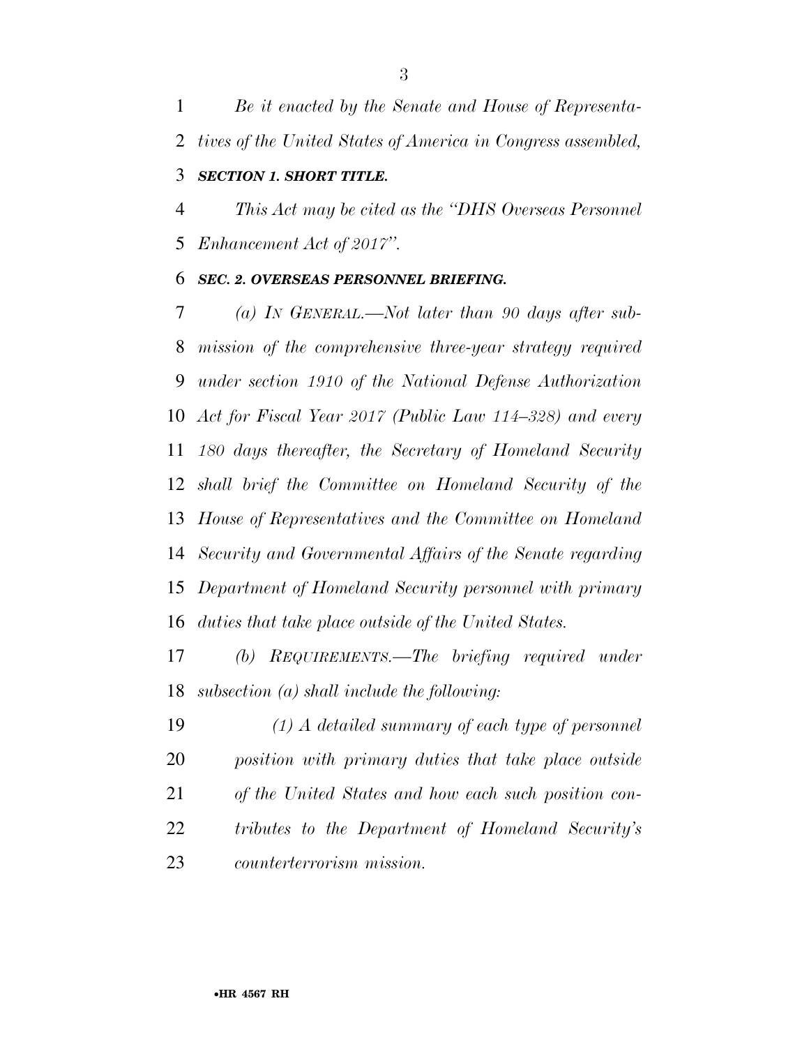*Be it enacted by the Senate and House of Representatives of the United States of America in Congress assembled,*

***SECTION 1. SHORT TITLE.***

*This Act may be cited as the ''DHS Overseas Personnel Enhancement Act of 2017''.*

***SEC. 2. OVERSEAS PERSONNEL BRIEFING.***

*(a) IN GENERAL.—Not later than 90 days after submission of the comprehensive three-year strategy required under section 1910 of the National Defense Authorization Act for Fiscal Year 2017 (Public Law 114–328) and every 180 days thereafter, the Secretary of Homeland Security shall brief the Committee on Homeland Security of the House of Representatives and the Committee on Homeland Security and Governmental Affairs of the Senate regarding Department of Homeland Security personnel with primary duties that take place outside of the United States.*

*(b) REQUIREMENTS.—The briefing required under subsection (a) shall include the following:*

*(1) A detailed summary of each type of personnel position with primary duties that take place outside of the United States and how each such position contributes to the Department of Homeland Security's counterterrorism mission.*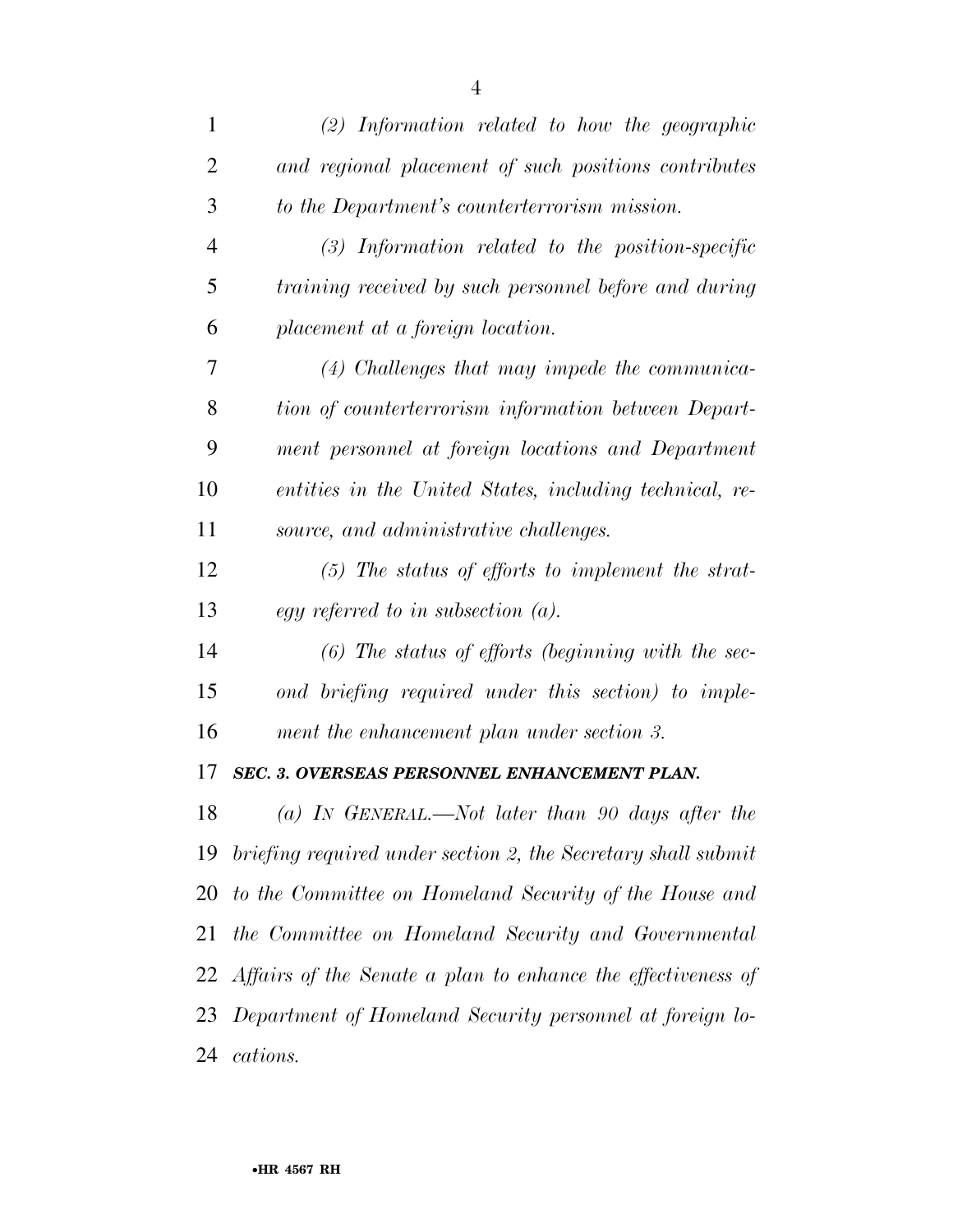*(2) Information related to how the geographic and regional placement of such positions contributes to the Department's counterterrorism mission.*

*(3) Information related to the position-specific training received by such personnel before and during placement at a foreign location.*

*(4) Challenges that may impede the communication of counterterrorism information between Department personnel at foreign locations and Department entities in the United States, including technical, resource, and administrative challenges.*

*(5) The status of efforts to implement the strategy referred to in subsection (a).*

*(6) The status of efforts (beginning with the second briefing required under this section) to implement the enhancement plan under section 3.*

***SEC. 3. OVERSEAS PERSONNEL ENHANCEMENT PLAN.***

*(a) IN GENERAL.—Not later than 90 days after the briefing required under section 2, the Secretary shall submit to the Committee on Homeland Security of the House and the Committee on Homeland Security and Governmental Affairs of the Senate a plan to enhance the effectiveness of Department of Homeland Security personnel at foreign locations.*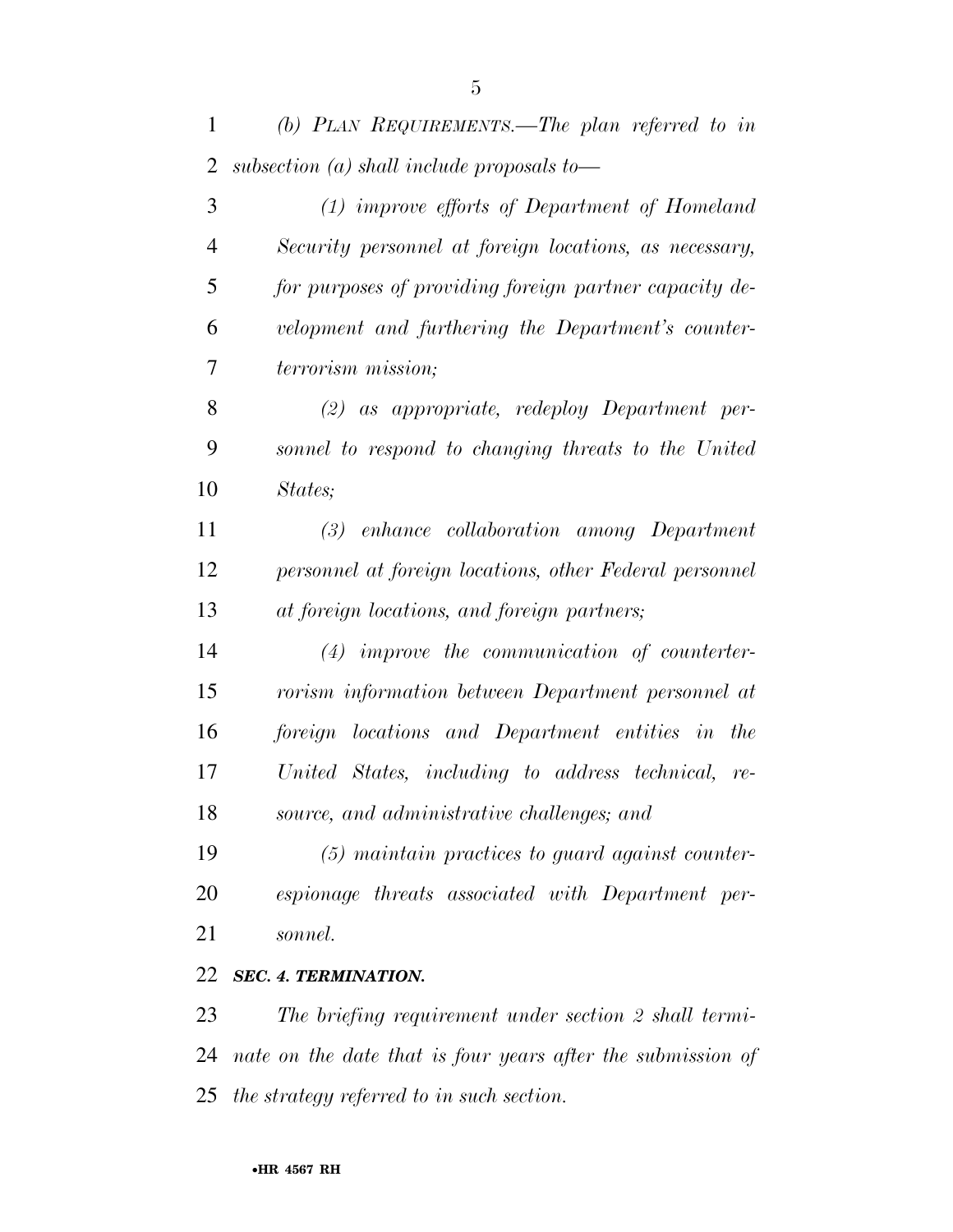*(b) PLAN REQUIREMENTS.—The plan referred to in subsection (a) shall include proposals to—*

*(1) improve efforts of Department of Homeland Security personnel at foreign locations, as necessary, for purposes of providing foreign partner capacity development and furthering the Department's counterterrorism mission;*

*(2) as appropriate, redeploy Department personnel to respond to changing threats to the United States;*

*(3) enhance collaboration among Department personnel at foreign locations, other Federal personnel at foreign locations, and foreign partners;*

*(4) improve the communication of counterterrorism information between Department personnel at foreign locations and Department entities in the United States, including to address technical, resource, and administrative challenges; and*

*(5) maintain practices to guard against counterespionage threats associated with Department personnel.*

***SEC. 4. TERMINATION.***

*The briefing requirement under section 2 shall terminate on the date that is four years after the submission of the strategy referred to in such section.*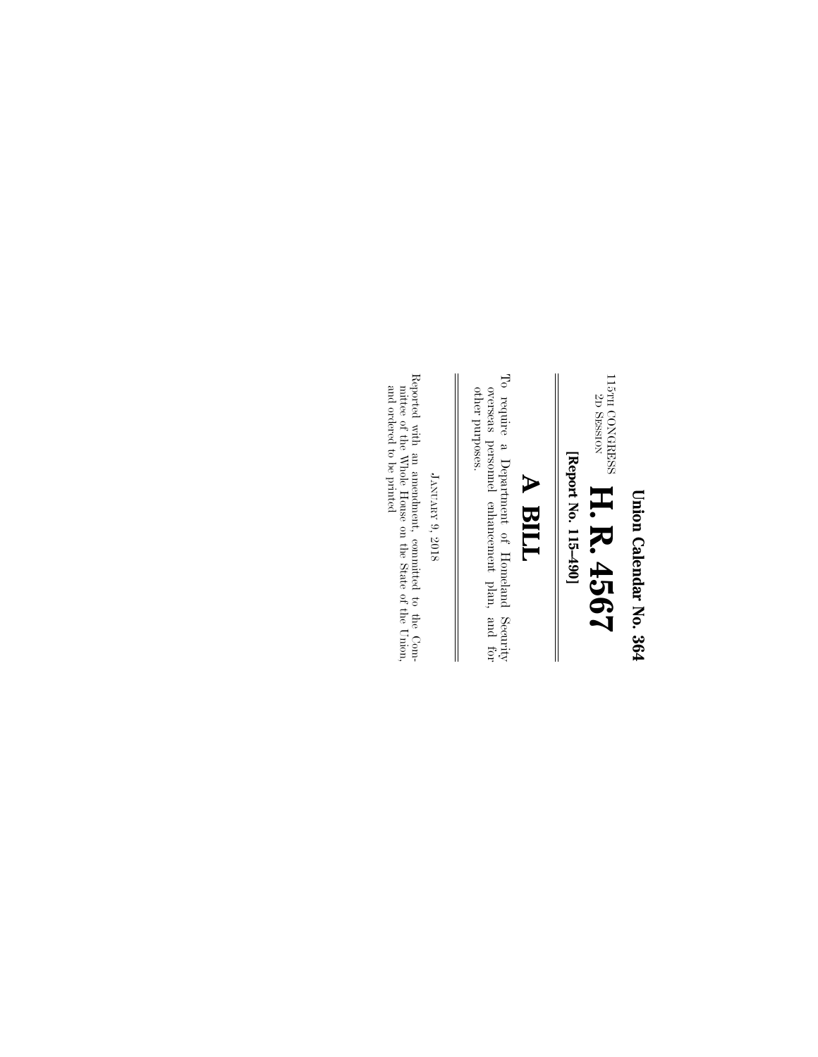# Union Calendar No. 364

115TH CONGRESS
2D SESSION

# H. R. 4567

**[Report No. 115–490]**

---

# A BILL

To require a Department of Homeland Security overseas personnel enhancement plan, and for other purposes.

---

JANUARY 9, 2018

Reported with an amendment, committed to the Committee of the Whole House on the State of the Union, and ordered to be printed